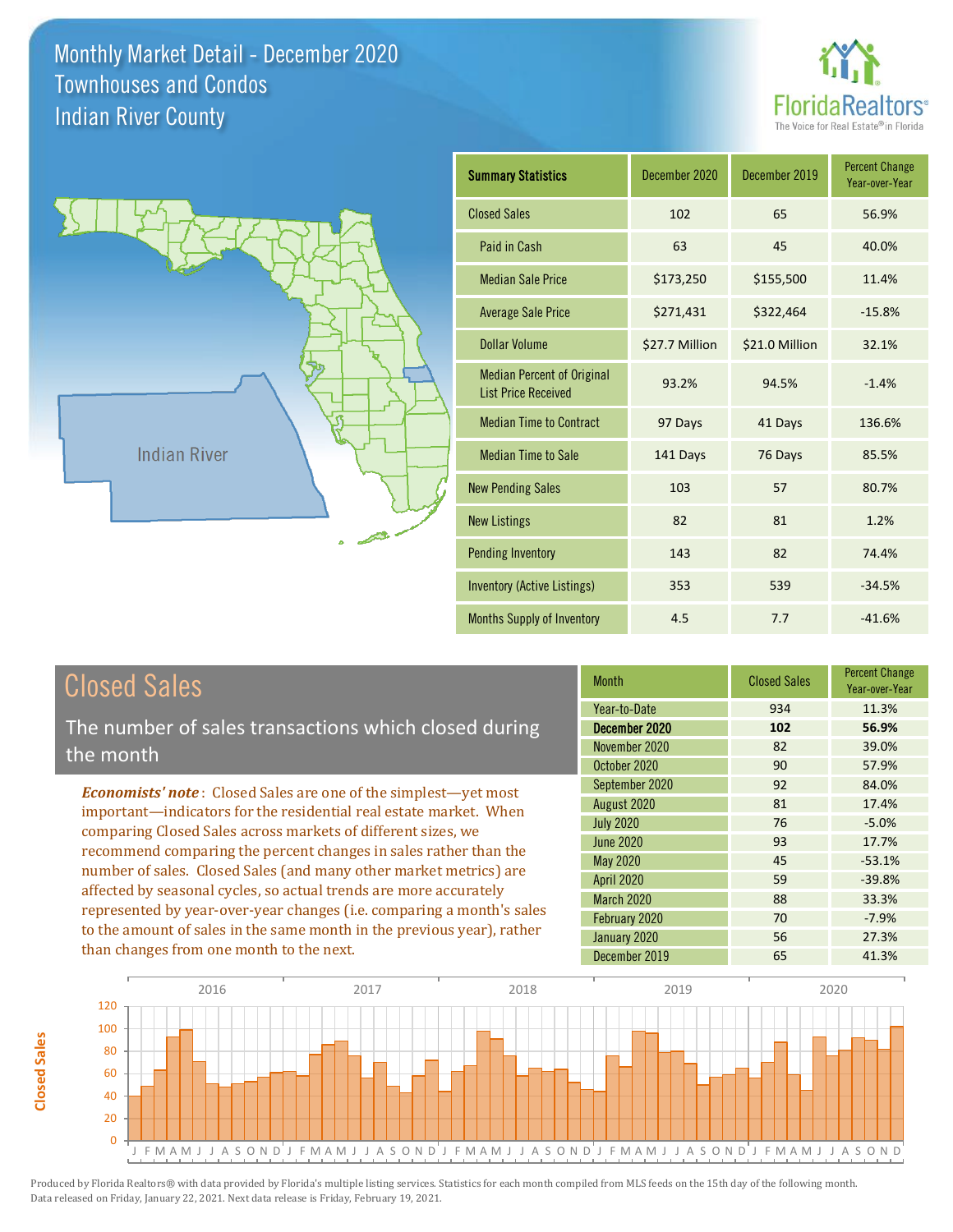# Monthly Market Detail - December 2020
## Townhouses and Condos
## Indian River County

| Summary Statistics | December 2020 | December 2019 | Percent Change Year-over-Year |
|---|---|---|---|
| Closed Sales | 102 | 65 | 56.9% |
| Paid in Cash | 63 | 45 | 40.0% |
| Median Sale Price | $173,250 | $155,500 | 11.4% |
| Average Sale Price | $271,431 | $322,464 | -15.8% |
| Dollar Volume | $27.7 Million | $21.0 Million | 32.1% |
| Median Percent of Original List Price Received | 93.2% | 94.5% | -1.4% |
| Median Time to Contract | 97 Days | 41 Days | 136.6% |
| Median Time to Sale | 141 Days | 76 Days | 85.5% |
| New Pending Sales | 103 | 57 | 80.7% |
| New Listings | 82 | 81 | 1.2% |
| Pending Inventory | 143 | 82 | 74.4% |
| Inventory (Active Listings) | 353 | 539 | -34.5% |
| Months Supply of Inventory | 4.5 | 7.7 | -41.6% |

## Closed Sales

The number of sales transactions which closed during the month

***Economists' note***: Closed Sales are one of the simplest—yet most important—indicators for the residential real estate market. When comparing Closed Sales across markets of different sizes, we recommend comparing the percent changes in sales rather than the number of sales. Closed Sales (and many other market metrics) are affected by seasonal cycles, so actual trends are more accurately represented by year-over-year changes (i.e. comparing a month's sales to the amount of sales in the same month in the previous year), rather than changes from one month to the next.

| Month | Closed Sales | Percent Change Year-over-Year |
|---|---|---|
| Year-to-Date | 934 | 11.3% |
| **December 2020** | **102** | **56.9%** |
| November 2020 | 82 | 39.0% |
| October 2020 | 90 | 57.9% |
| September 2020 | 92 | 84.0% |
| August 2020 | 81 | 17.4% |
| July 2020 | 76 | -5.0% |
| June 2020 | 93 | 17.7% |
| May 2020 | 45 | -53.1% |
| April 2020 | 59 | -39.8% |
| March 2020 | 88 | 33.3% |
| February 2020 | 70 | -7.9% |
| January 2020 | 56 | 27.3% |
| December 2019 | 65 | 41.3% |

Produced by Florida Realtors® with data provided by Florida's multiple listing services. Statistics for each month compiled from MLS feeds on the 15th day of the following month. Data released on Friday, January 22, 2021. Next data release is Friday, February 19, 2021.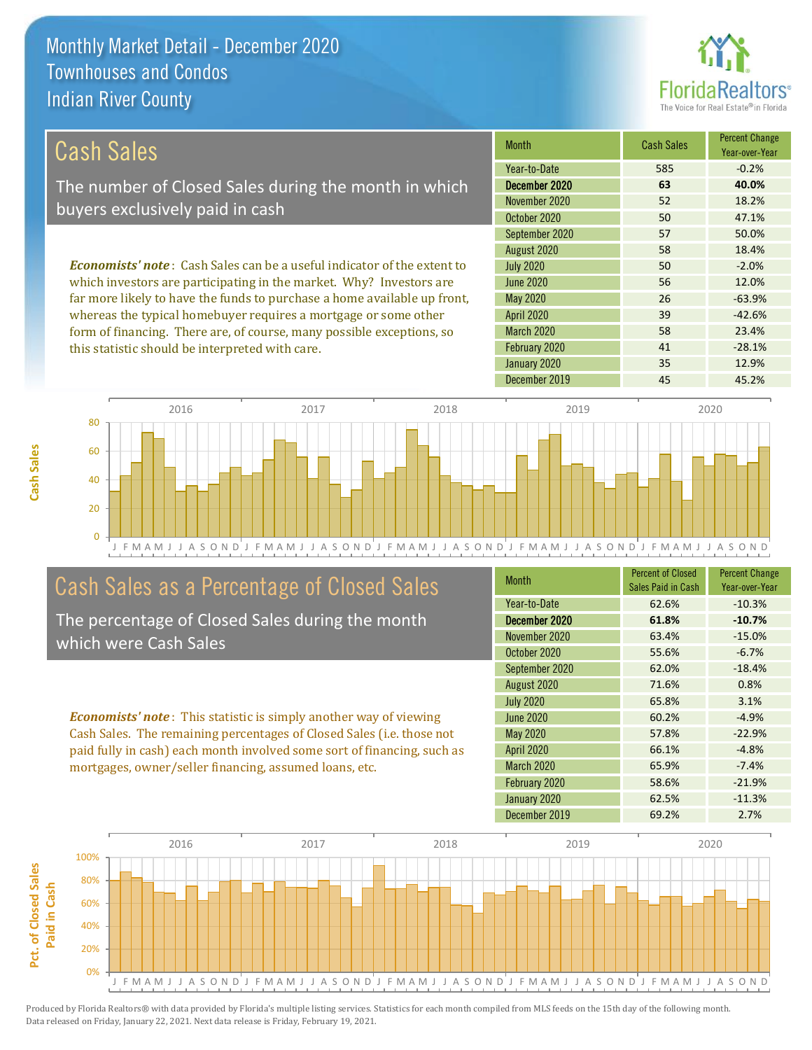# Monthly Market Detail - December 2020
## Townhouses and Condos
## Indian River County

## Cash Sales

The number of Closed Sales during the month in which buyers exclusively paid in cash

***Economists' note***: Cash Sales can be a useful indicator of the extent to which investors are participating in the market. Why? Investors are far more likely to have the funds to purchase a home available up front, whereas the typical homebuyer requires a mortgage or some other form of financing. There are, of course, many possible exceptions, so this statistic should be interpreted with care.

| Month | Cash Sales | Percent Change Year-over-Year |
|---|---|---|
| Year-to-Date | 585 | -0.2% |
| **December 2020** | **63** | **40.0%** |
| November 2020 | 52 | 18.2% |
| October 2020 | 50 | 47.1% |
| September 2020 | 57 | 50.0% |
| August 2020 | 58 | 18.4% |
| July 2020 | 50 | -2.0% |
| June 2020 | 56 | 12.0% |
| May 2020 | 26 | -63.9% |
| April 2020 | 39 | -42.6% |
| March 2020 | 58 | 23.4% |
| February 2020 | 41 | -28.1% |
| January 2020 | 35 | 12.9% |
| December 2019 | 45 | 45.2% |

## Cash Sales as a Percentage of Closed Sales

The percentage of Closed Sales during the month which were Cash Sales

***Economists' note***: This statistic is simply another way of viewing Cash Sales. The remaining percentages of Closed Sales (i.e. those not paid fully in cash) each month involved some sort of financing, such as mortgages, owner/seller financing, assumed loans, etc.

| Month | Percent of Closed Sales Paid in Cash | Percent Change Year-over-Year |
|---|---|---|
| Year-to-Date | 62.6% | -10.3% |
| **December 2020** | **61.8%** | **-10.7%** |
| November 2020 | 63.4% | -15.0% |
| October 2020 | 55.6% | -6.7% |
| September 2020 | 62.0% | -18.4% |
| August 2020 | 71.6% | 0.8% |
| July 2020 | 65.8% | 3.1% |
| June 2020 | 60.2% | -4.9% |
| May 2020 | 57.8% | -22.9% |
| April 2020 | 66.1% | -4.8% |
| March 2020 | 65.9% | -7.4% |
| February 2020 | 58.6% | -21.9% |
| January 2020 | 62.5% | -11.3% |
| December 2019 | 69.2% | 2.7% |

Produced by Florida Realtors® with data provided by Florida's multiple listing services. Statistics for each month compiled from MLS feeds on the 15th day of the following month. Data released on Friday, January 22, 2021. Next data release is Friday, February 19, 2021.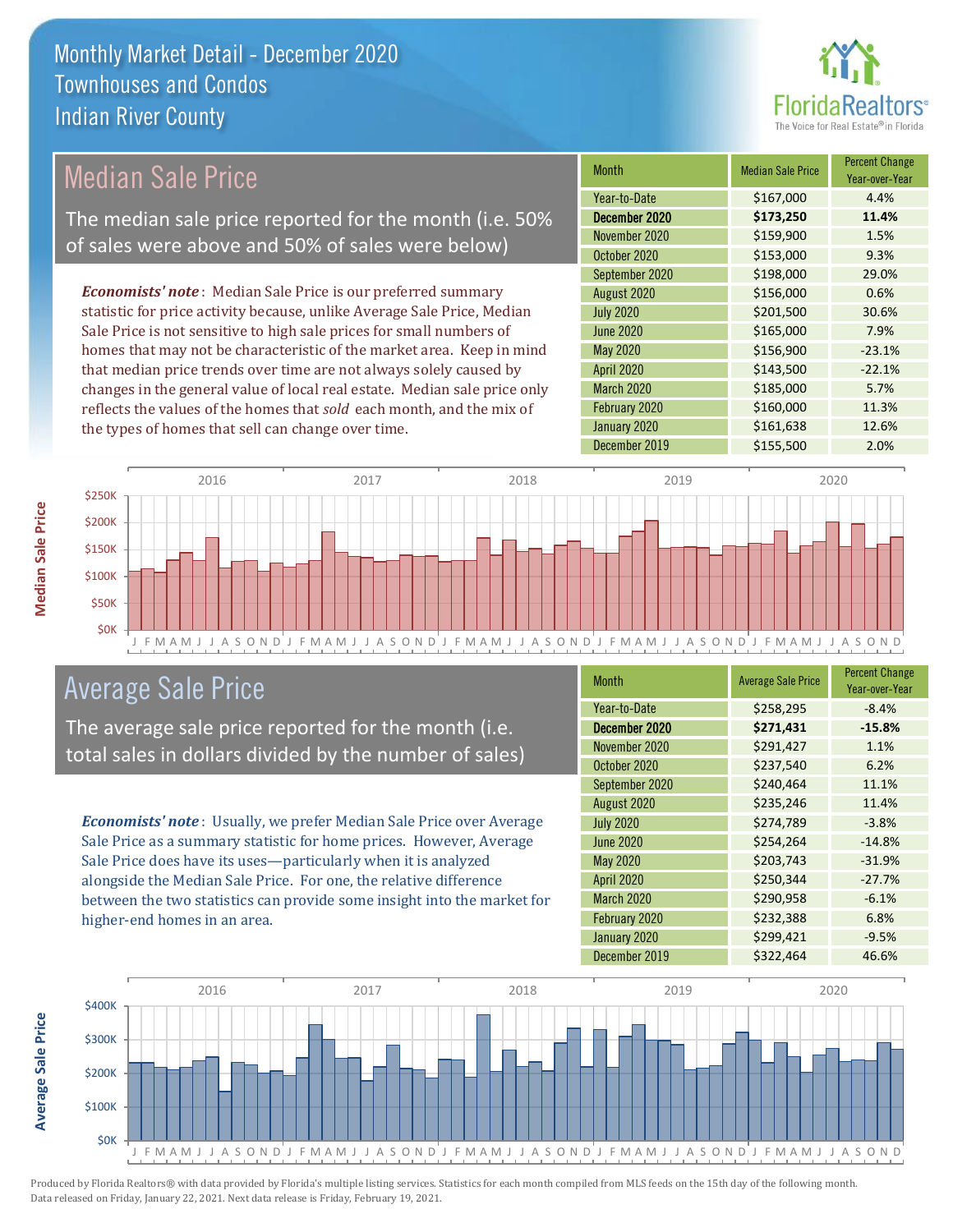# Monthly Market Detail - December 2020
## Townhouses and Condos
## Indian River County

## Median Sale Price

The median sale price reported for the month (i.e. 50% of sales were above and 50% of sales were below)

*Economists' note*: Median Sale Price is our preferred summary statistic for price activity because, unlike Average Sale Price, Median Sale Price is not sensitive to high sale prices for small numbers of homes that may not be characteristic of the market area. Keep in mind that median price trends over time are not always solely caused by changes in the general value of local real estate. Median sale price only reflects the values of the homes that *sold* each month, and the mix of the types of homes that sell can change over time.

| Month | Median Sale Price | Percent Change Year-over-Year |
|---|---|---|
| Year-to-Date | $167,000 | 4.4% |
| **December 2020** | **$173,250** | **11.4%** |
| November 2020 | $159,900 | 1.5% |
| October 2020 | $153,000 | 9.3% |
| September 2020 | $198,000 | 29.0% |
| August 2020 | $156,000 | 0.6% |
| July 2020 | $201,500 | 30.6% |
| June 2020 | $165,000 | 7.9% |
| May 2020 | $156,900 | -23.1% |
| April 2020 | $143,500 | -22.1% |
| March 2020 | $185,000 | 5.7% |
| February 2020 | $160,000 | 11.3% |
| January 2020 | $161,638 | 12.6% |
| December 2019 | $155,500 | 2.0% |

## Average Sale Price

The average sale price reported for the month (i.e. total sales in dollars divided by the number of sales)

*Economists' note*: Usually, we prefer Median Sale Price over Average Sale Price as a summary statistic for home prices. However, Average Sale Price does have its uses—particularly when it is analyzed alongside the Median Sale Price. For one, the relative difference between the two statistics can provide some insight into the market for higher-end homes in an area.

| Month | Average Sale Price | Percent Change Year-over-Year |
|---|---|---|
| Year-to-Date | $258,295 | -8.4% |
| **December 2020** | **$271,431** | **-15.8%** |
| November 2020 | $291,427 | 1.1% |
| October 2020 | $237,540 | 6.2% |
| September 2020 | $240,464 | 11.1% |
| August 2020 | $235,246 | 11.4% |
| July 2020 | $274,789 | -3.8% |
| June 2020 | $254,264 | -14.8% |
| May 2020 | $203,743 | -31.9% |
| April 2020 | $250,344 | -27.7% |
| March 2020 | $290,958 | -6.1% |
| February 2020 | $232,388 | 6.8% |
| January 2020 | $299,421 | -9.5% |
| December 2019 | $322,464 | 46.6% |

Produced by Florida Realtors® with data provided by Florida's multiple listing services. Statistics for each month compiled from MLS feeds on the 15th day of the following month. Data released on Friday, January 22, 2021. Next data release is Friday, February 19, 2021.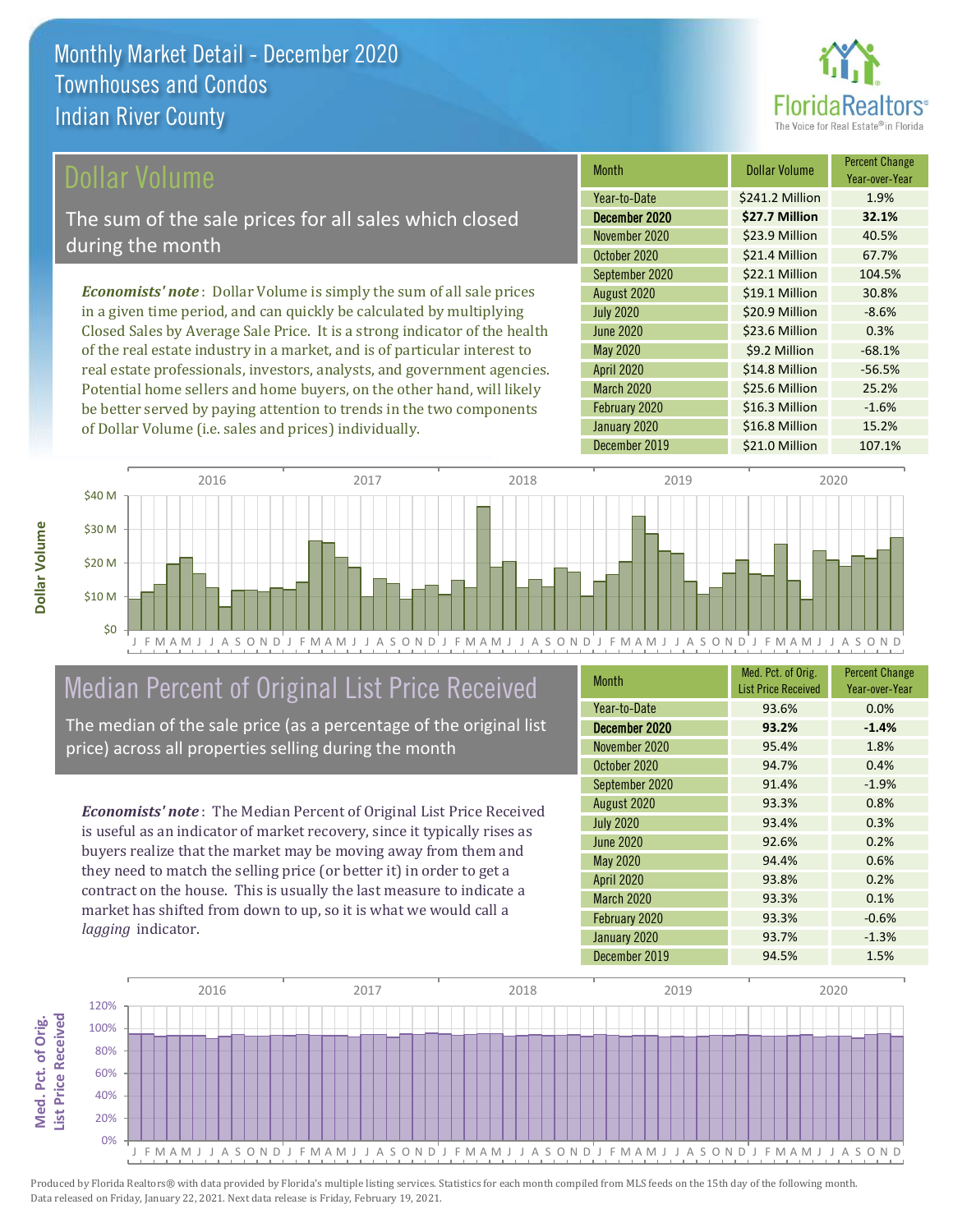# Monthly Market Detail - December 2020
## Townhouses and Condos
## Indian River County

## Dollar Volume

The sum of the sale prices for all sales which closed during the month

***Economists' note***: Dollar Volume is simply the sum of all sale prices in a given time period, and can quickly be calculated by multiplying Closed Sales by Average Sale Price. It is a strong indicator of the health of the real estate industry in a market, and is of particular interest to real estate professionals, investors, analysts, and government agencies. Potential home sellers and home buyers, on the other hand, will likely be better served by paying attention to trends in the two components of Dollar Volume (i.e. sales and prices) individually.

| Month | Dollar Volume | Percent Change Year-over-Year |
|---|---|---|
| Year-to-Date | $241.2 Million | 1.9% |
| **December 2020** | **$27.7 Million** | **32.1%** |
| November 2020 | $23.9 Million | 40.5% |
| October 2020 | $21.4 Million | 67.7% |
| September 2020 | $22.1 Million | 104.5% |
| August 2020 | $19.1 Million | 30.8% |
| July 2020 | $20.9 Million | -8.6% |
| June 2020 | $23.6 Million | 0.3% |
| May 2020 | $9.2 Million | -68.1% |
| April 2020 | $14.8 Million | -56.5% |
| March 2020 | $25.6 Million | 25.2% |
| February 2020 | $16.3 Million | -1.6% |
| January 2020 | $16.8 Million | 15.2% |
| December 2019 | $21.0 Million | 107.1% |

## Median Percent of Original List Price Received

The median of the sale price (as a percentage of the original list price) across all properties selling during the month

***Economists' note***: The Median Percent of Original List Price Received is useful as an indicator of market recovery, since it typically rises as buyers realize that the market may be moving away from them and they need to match the selling price (or better it) in order to get a contract on the house. This is usually the last measure to indicate a market has shifted from down to up, so it is what we would call a *lagging* indicator.

| Month | Med. Pct. of Orig. List Price Received | Percent Change Year-over-Year |
|---|---|---|
| Year-to-Date | 93.6% | 0.0% |
| **December 2020** | **93.2%** | **-1.4%** |
| November 2020 | 95.4% | 1.8% |
| October 2020 | 94.7% | 0.4% |
| September 2020 | 91.4% | -1.9% |
| August 2020 | 93.3% | 0.8% |
| July 2020 | 93.4% | 0.3% |
| June 2020 | 92.6% | 0.2% |
| May 2020 | 94.4% | 0.6% |
| April 2020 | 93.8% | 0.2% |
| March 2020 | 93.3% | 0.1% |
| February 2020 | 93.3% | -0.6% |
| January 2020 | 93.7% | -1.3% |
| December 2019 | 94.5% | 1.5% |

Produced by Florida Realtors® with data provided by Florida's multiple listing services. Statistics for each month compiled from MLS feeds on the 15th day of the following month. Data released on Friday, January 22, 2021. Next data release is Friday, February 19, 2021.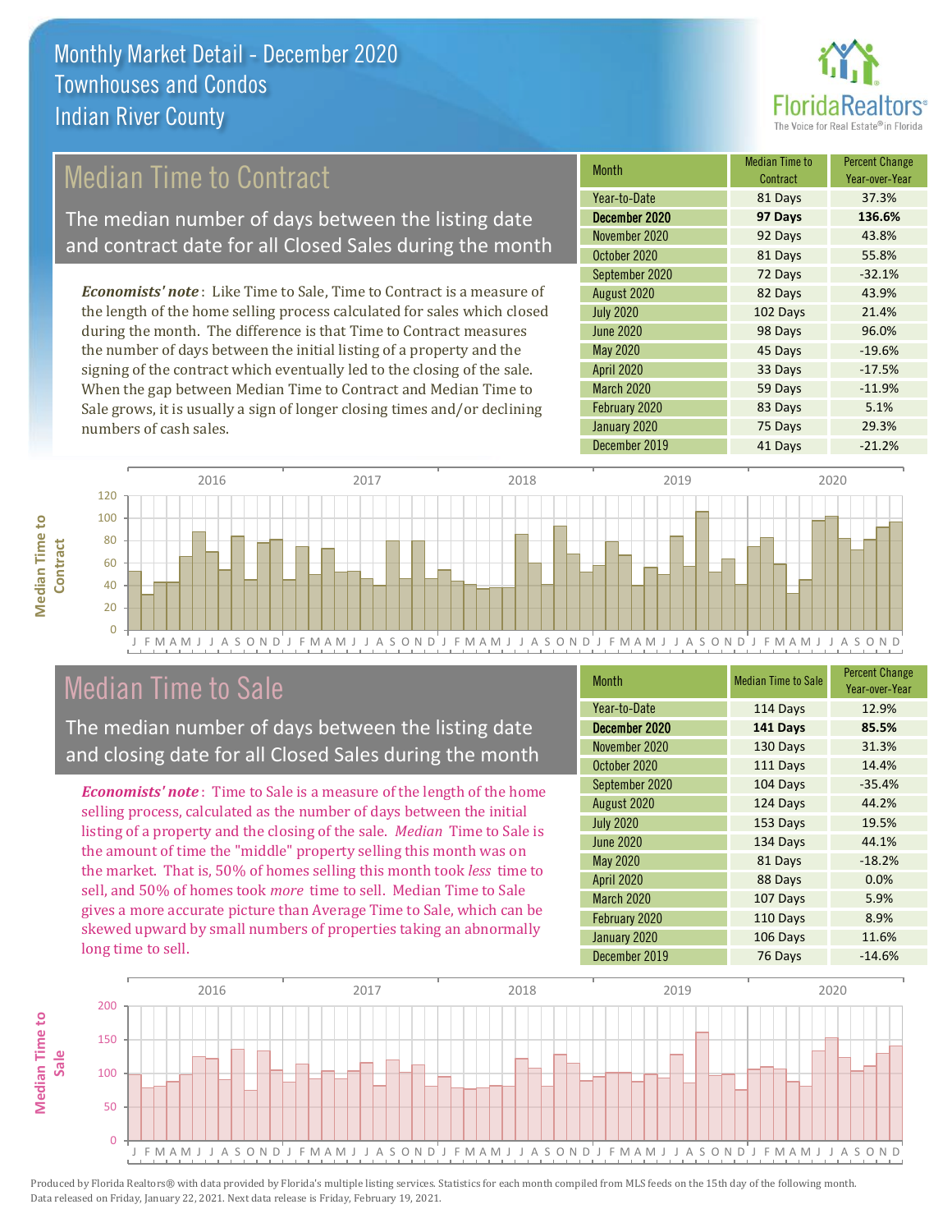# Monthly Market Detail - December 2020
## Townhouses and Condos
## Indian River County

## Median Time to Contract

The median number of days between the listing date and contract date for all Closed Sales during the month

*Economists' note*: Like Time to Sale, Time to Contract is a measure of the length of the home selling process calculated for sales which closed during the month. The difference is that Time to Contract measures the number of days between the initial listing of a property and the signing of the contract which eventually led to the closing of the sale. When the gap between Median Time to Contract and Median Time to Sale grows, it is usually a sign of longer closing times and/or declining numbers of cash sales.

| Month | Median Time to Contract | Percent Change Year-over-Year |
|---|---|---|
| Year-to-Date | 81 Days | 37.3% |
| **December 2020** | **97 Days** | **136.6%** |
| November 2020 | 92 Days | 43.8% |
| October 2020 | 81 Days | 55.8% |
| September 2020 | 72 Days | -32.1% |
| August 2020 | 82 Days | 43.9% |
| July 2020 | 102 Days | 21.4% |
| June 2020 | 98 Days | 96.0% |
| May 2020 | 45 Days | -19.6% |
| April 2020 | 33 Days | -17.5% |
| March 2020 | 59 Days | -11.9% |
| February 2020 | 83 Days | 5.1% |
| January 2020 | 75 Days | 29.3% |
| December 2019 | 41 Days | -21.2% |

## Median Time to Sale

The median number of days between the listing date and closing date for all Closed Sales during the month

*Economists' note*: Time to Sale is a measure of the length of the home selling process, calculated as the number of days between the initial listing of a property and the closing of the sale. *Median* Time to Sale is the amount of time the "middle" property selling this month was on the market. That is, 50% of homes selling this month took *less* time to sell, and 50% of homes took *more* time to sell. Median Time to Sale gives a more accurate picture than Average Time to Sale, which can be skewed upward by small numbers of properties taking an abnormally long time to sell.

| Month | Median Time to Sale | Percent Change Year-over-Year |
|---|---|---|
| Year-to-Date | 114 Days | 12.9% |
| **December 2020** | **141 Days** | **85.5%** |
| November 2020 | 130 Days | 31.3% |
| October 2020 | 111 Days | 14.4% |
| September 2020 | 104 Days | -35.4% |
| August 2020 | 124 Days | 44.2% |
| July 2020 | 153 Days | 19.5% |
| June 2020 | 134 Days | 44.1% |
| May 2020 | 81 Days | -18.2% |
| April 2020 | 88 Days | 0.0% |
| March 2020 | 107 Days | 5.9% |
| February 2020 | 110 Days | 8.9% |
| January 2020 | 106 Days | 11.6% |
| December 2019 | 76 Days | -14.6% |

Produced by Florida Realtors® with data provided by Florida's multiple listing services. Statistics for each month compiled from MLS feeds on the 15th day of the following month. Data released on Friday, January 22, 2021. Next data release is Friday, February 19, 2021.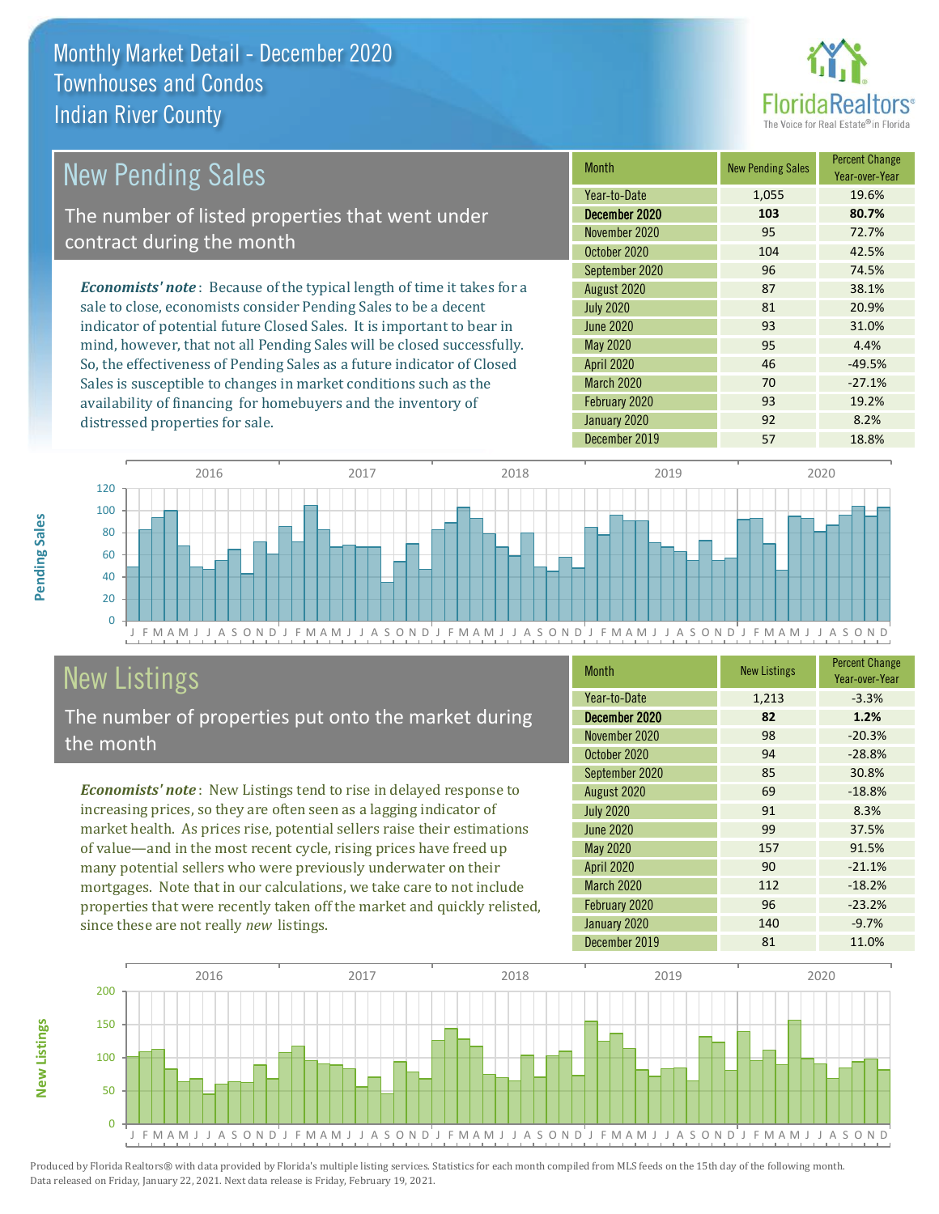# Monthly Market Detail - December 2020
## Townhouses and Condos
## Indian River County

## New Pending Sales

The number of listed properties that went under contract during the month

*Economists' note*: Because of the typical length of time it takes for a sale to close, economists consider Pending Sales to be a decent indicator of potential future Closed Sales. It is important to bear in mind, however, that not all Pending Sales will be closed successfully. So, the effectiveness of Pending Sales as a future indicator of Closed Sales is susceptible to changes in market conditions such as the availability of financing for homebuyers and the inventory of distressed properties for sale.

| Month | New Pending Sales | Percent Change Year-over-Year |
|---|---|---|
| Year-to-Date | 1,055 | 19.6% |
| **December 2020** | **103** | **80.7%** |
| November 2020 | 95 | 72.7% |
| October 2020 | 104 | 42.5% |
| September 2020 | 96 | 74.5% |
| August 2020 | 87 | 38.1% |
| July 2020 | 81 | 20.9% |
| June 2020 | 93 | 31.0% |
| May 2020 | 95 | 4.4% |
| April 2020 | 46 | -49.5% |
| March 2020 | 70 | -27.1% |
| February 2020 | 93 | 19.2% |
| January 2020 | 92 | 8.2% |
| December 2019 | 57 | 18.8% |

## New Listings

The number of properties put onto the market during the month

*Economists' note*: New Listings tend to rise in delayed response to increasing prices, so they are often seen as a lagging indicator of market health. As prices rise, potential sellers raise their estimations of value—and in the most recent cycle, rising prices have freed up many potential sellers who were previously underwater on their mortgages. Note that in our calculations, we take care to not include properties that were recently taken off the market and quickly relisted, since these are not really *new* listings.

| Month | New Listings | Percent Change Year-over-Year |
|---|---|---|
| Year-to-Date | 1,213 | -3.3% |
| **December 2020** | **82** | **1.2%** |
| November 2020 | 98 | -20.3% |
| October 2020 | 94 | -28.8% |
| September 2020 | 85 | 30.8% |
| August 2020 | 69 | -18.8% |
| July 2020 | 91 | 8.3% |
| June 2020 | 99 | 37.5% |
| May 2020 | 157 | 91.5% |
| April 2020 | 90 | -21.1% |
| March 2020 | 112 | -18.2% |
| February 2020 | 96 | -23.2% |
| January 2020 | 140 | -9.7% |
| December 2019 | 81 | 11.0% |

Produced by Florida Realtors® with data provided by Florida's multiple listing services. Statistics for each month compiled from MLS feeds on the 15th day of the following month. Data released on Friday, January 22, 2021. Next data release is Friday, February 19, 2021.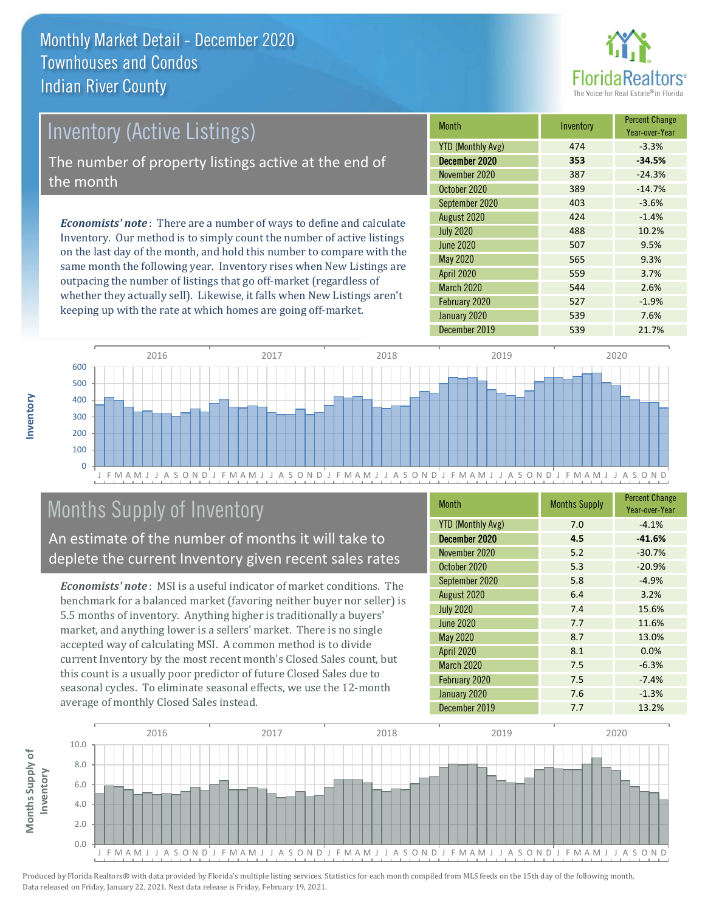# Monthly Market Detail - December 2020
## Townhouses and Condos
## Indian River County

## Inventory (Active Listings)

The number of property listings active at the end of the month

*Economists' note*: There are a number of ways to define and calculate Inventory. Our method is to simply count the number of active listings on the last day of the month, and hold this number to compare with the same month the following year. Inventory rises when New Listings are outpacing the number of listings that go off-market (regardless of whether they actually sell). Likewise, it falls when New Listings aren't keeping up with the rate at which homes are going off-market.

| Month | Inventory | Percent Change Year-over-Year |
|---|---|---|
| YTD (Monthly Avg) | 474 | -3.3% |
| **December 2020** | **353** | **-34.5%** |
| November 2020 | 387 | -24.3% |
| October 2020 | 389 | -14.7% |
| September 2020 | 403 | -3.6% |
| August 2020 | 424 | -1.4% |
| July 2020 | 488 | 10.2% |
| June 2020 | 507 | 9.5% |
| May 2020 | 565 | 9.3% |
| April 2020 | 559 | 3.7% |
| March 2020 | 544 | 2.6% |
| February 2020 | 527 | -1.9% |
| January 2020 | 539 | 7.6% |
| December 2019 | 539 | 21.7% |

## Months Supply of Inventory

An estimate of the number of months it will take to deplete the current Inventory given recent sales rates

*Economists' note*: MSI is a useful indicator of market conditions. The benchmark for a balanced market (favoring neither buyer nor seller) is 5.5 months of inventory. Anything higher is traditionally a buyers' market, and anything lower is a sellers' market. There is no single accepted way of calculating MSI. A common method is to divide current Inventory by the most recent month's Closed Sales count, but this count is a usually poor predictor of future Closed Sales due to seasonal cycles. To eliminate seasonal effects, we use the 12-month average of monthly Closed Sales instead.

| Month | Months Supply | Percent Change Year-over-Year |
|---|---|---|
| YTD (Monthly Avg) | 7.0 | -4.1% |
| **December 2020** | **4.5** | **-41.6%** |
| November 2020 | 5.2 | -30.7% |
| October 2020 | 5.3 | -20.9% |
| September 2020 | 5.8 | -4.9% |
| August 2020 | 6.4 | 3.2% |
| July 2020 | 7.4 | 15.6% |
| June 2020 | 7.7 | 11.6% |
| May 2020 | 8.7 | 13.0% |
| April 2020 | 8.1 | 0.0% |
| March 2020 | 7.5 | -6.3% |
| February 2020 | 7.5 | -7.4% |
| January 2020 | 7.6 | -1.3% |
| December 2019 | 7.7 | 13.2% |

Produced by Florida Realtors® with data provided by Florida's multiple listing services. Statistics for each month compiled from MLS feeds on the 15th day of the following month. Data released on Friday, January 22, 2021. Next data release is Friday, February 19, 2021.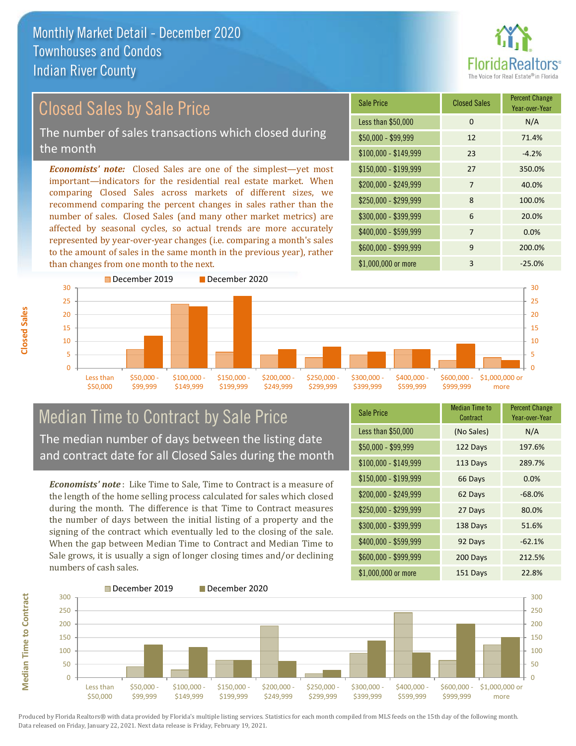# Monthly Market Detail - December 2020
## Townhouses and Condos
## Indian River County

## Closed Sales by Sale Price

The number of sales transactions which closed during the month

*Economists' note:* Closed Sales are one of the simplest—yet most important—indicators for the residential real estate market. When comparing Closed Sales across markets of different sizes, we recommend comparing the percent changes in sales rather than the number of sales. Closed Sales (and many other market metrics) are affected by seasonal cycles, so actual trends are more accurately represented by year-over-year changes (i.e. comparing a month's sales to the amount of sales in the same month in the previous year), rather than changes from one month to the next.

| Sale Price | Closed Sales | Percent Change Year-over-Year |
|---|---|---|
| Less than $50,000 | 0 | N/A |
| $50,000 - $99,999 | 12 | 71.4% |
| $100,000 - $149,999 | 23 | -4.2% |
| $150,000 - $199,999 | 27 | 350.0% |
| $200,000 - $249,999 | 7 | 40.0% |
| $250,000 - $299,999 | 8 | 100.0% |
| $300,000 - $399,999 | 6 | 20.0% |
| $400,000 - $599,999 | 7 | 0.0% |
| $600,000 - $999,999 | 9 | 200.0% |
| $1,000,000 or more | 3 | -25.0% |

## Median Time to Contract by Sale Price

The median number of days between the listing date and contract date for all Closed Sales during the month

*Economists' note*: Like Time to Sale, Time to Contract is a measure of the length of the home selling process calculated for sales which closed during the month. The difference is that Time to Contract measures the number of days between the initial listing of a property and the signing of the contract which eventually led to the closing of the sale. When the gap between Median Time to Contract and Median Time to Sale grows, it is usually a sign of longer closing times and/or declining numbers of cash sales.

| Sale Price | Median Time to Contract | Percent Change Year-over-Year |
|---|---|---|
| Less than $50,000 | (No Sales) | N/A |
| $50,000 - $99,999 | 122 Days | 197.6% |
| $100,000 - $149,999 | 113 Days | 289.7% |
| $150,000 - $199,999 | 66 Days | 0.0% |
| $200,000 - $249,999 | 62 Days | -68.0% |
| $250,000 - $299,999 | 27 Days | 80.0% |
| $300,000 - $399,999 | 138 Days | 51.6% |
| $400,000 - $599,999 | 92 Days | -62.1% |
| $600,000 - $999,999 | 200 Days | 212.5% |
| $1,000,000 or more | 151 Days | 22.8% |

Produced by Florida Realtors® with data provided by Florida's multiple listing services. Statistics for each month compiled from MLS feeds on the 15th day of the following month. Data released on Friday, January 22, 2021. Next data release is Friday, February 19, 2021.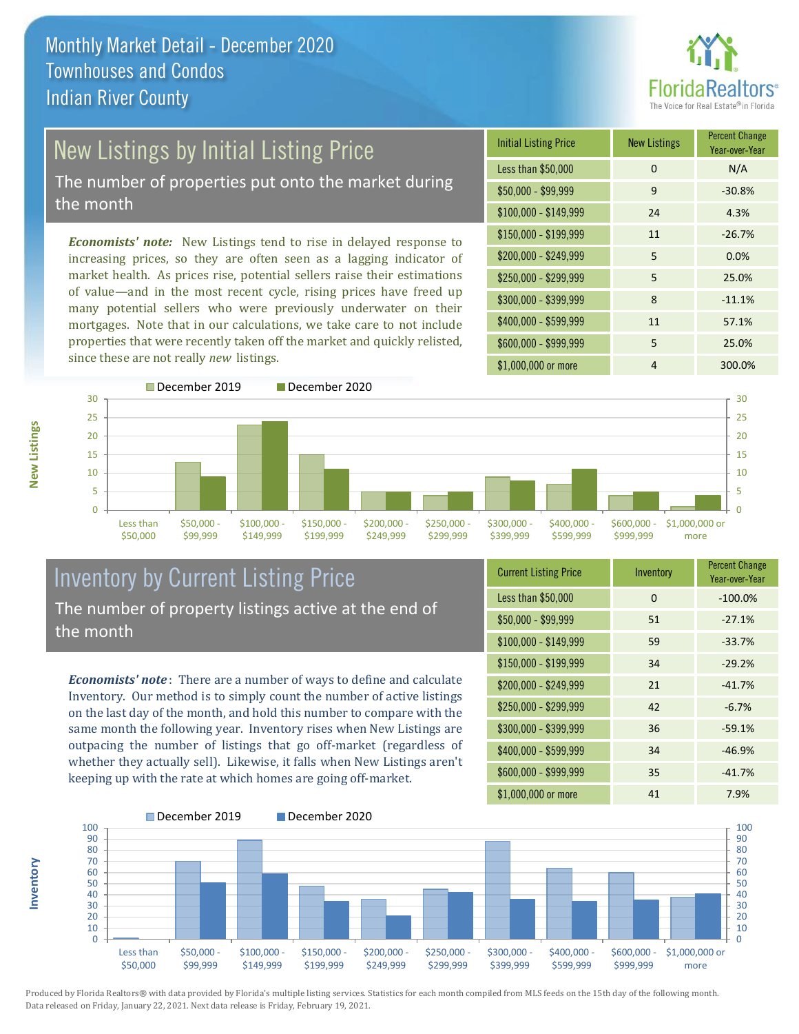# Monthly Market Detail - December 2020
## Townhouses and Condos
## Indian River County

## New Listings by Initial Listing Price

The number of properties put onto the market during the month

*Economists' note:* New Listings tend to rise in delayed response to increasing prices, so they are often seen as a lagging indicator of market health. As prices rise, potential sellers raise their estimations of value—and in the most recent cycle, rising prices have freed up many potential sellers who were previously underwater on their mortgages. Note that in our calculations, we take care to not include properties that were recently taken off the market and quickly relisted, since these are not really *new* listings.

| Initial Listing Price | New Listings | Percent Change Year-over-Year |
|---|---|---|
| Less than $50,000 | 0 | N/A |
| $50,000 - $99,999 | 9 | -30.8% |
| $100,000 - $149,999 | 24 | 4.3% |
| $150,000 - $199,999 | 11 | -26.7% |
| $200,000 - $249,999 | 5 | 0.0% |
| $250,000 - $299,999 | 5 | 25.0% |
| $300,000 - $399,999 | 8 | -11.1% |
| $400,000 - $599,999 | 11 | 57.1% |
| $600,000 - $999,999 | 5 | 25.0% |
| $1,000,000 or more | 4 | 300.0% |

## Inventory by Current Listing Price

The number of property listings active at the end of the month

*Economists' note*: There are a number of ways to define and calculate Inventory. Our method is to simply count the number of active listings on the last day of the month, and hold this number to compare with the same month the following year. Inventory rises when New Listings are outpacing the number of listings that go off-market (regardless of whether they actually sell). Likewise, it falls when New Listings aren't keeping up with the rate at which homes are going off-market.

| Current Listing Price | Inventory | Percent Change Year-over-Year |
|---|---|---|
| Less than $50,000 | 0 | -100.0% |
| $50,000 - $99,999 | 51 | -27.1% |
| $100,000 - $149,999 | 59 | -33.7% |
| $150,000 - $199,999 | 34 | -29.2% |
| $200,000 - $249,999 | 21 | -41.7% |
| $250,000 - $299,999 | 42 | -6.7% |
| $300,000 - $399,999 | 36 | -59.1% |
| $400,000 - $599,999 | 34 | -46.9% |
| $600,000 - $999,999 | 35 | -41.7% |
| $1,000,000 or more | 41 | 7.9% |

Produced by Florida Realtors® with data provided by Florida's multiple listing services. Statistics for each month compiled from MLS feeds on the 15th day of the following month. Data released on Friday, January 22, 2021. Next data release is Friday, February 19, 2021.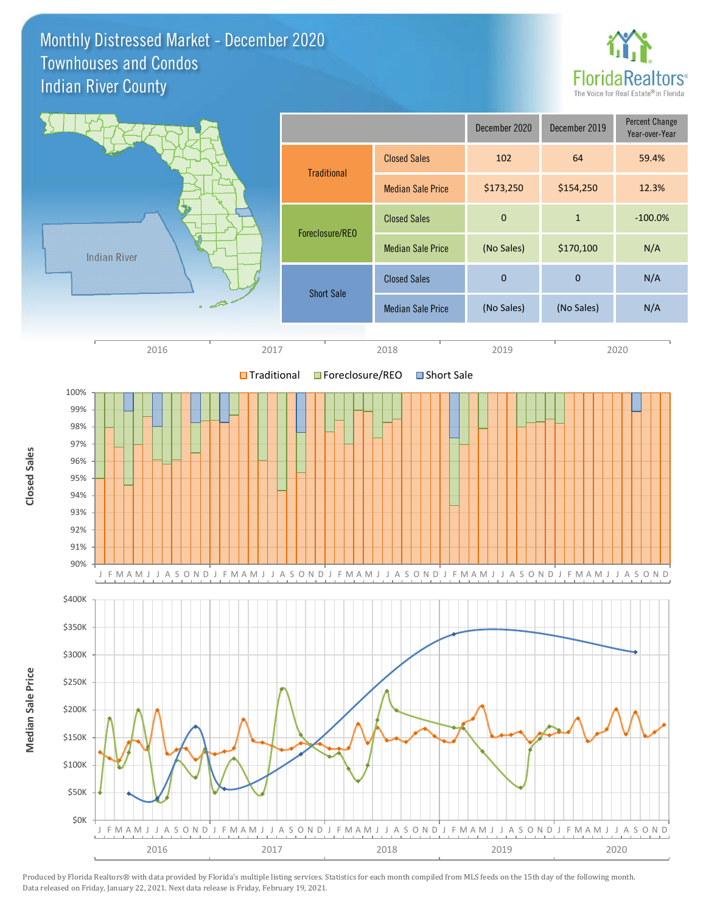# Monthly Distressed Market - December 2020
## Townhouses and Condos
## Indian River County

FloridaRealtors®
The Voice for Real Estate® in Florida

Indian River

| | | December 2020 | December 2019 | Percent Change Year-over-Year |
|---|---|---|---|---|
| Traditional | Closed Sales | 102 | 64 | 59.4% |
| | Median Sale Price | $173,250 | $154,250 | 12.3% |
| Foreclosure/REO | Closed Sales | 0 | 1 | -100.0% |
| | Median Sale Price | (No Sales) | $170,100 | N/A |
| Short Sale | Closed Sales | 0 | 0 | N/A |
| | Median Sale Price | (No Sales) | (No Sales) | N/A |

2016 2017 2018 2019 2020

Traditional Foreclosure/REO Short Sale

Closed Sales

100% 99% 98% 97% 96% 95% 94% 93% 92% 91% 90%

J F M A M J J A S O N D J F M A M J J A S O N D J F M A M J J A S O N D J F M A M J J A S O N D J F M A M J J A S O N D

Median Sale Price

$400K $350K $300K $250K $200K $150K $100K $50K $0K

J F M A M J J A S O N D J F M A M J J A S O N D J F M A M J J A S O N D J F M A M J J A S O N D J F M A M J J A S O N D

2016 2017 2018 2019 2020

Produced by Florida Realtors® with data provided by Florida's multiple listing services. Statistics for each month compiled from MLS feeds on the 15th day of the following month. Data released on Friday, January 22, 2021. Next data release is Friday, February 19, 2021.